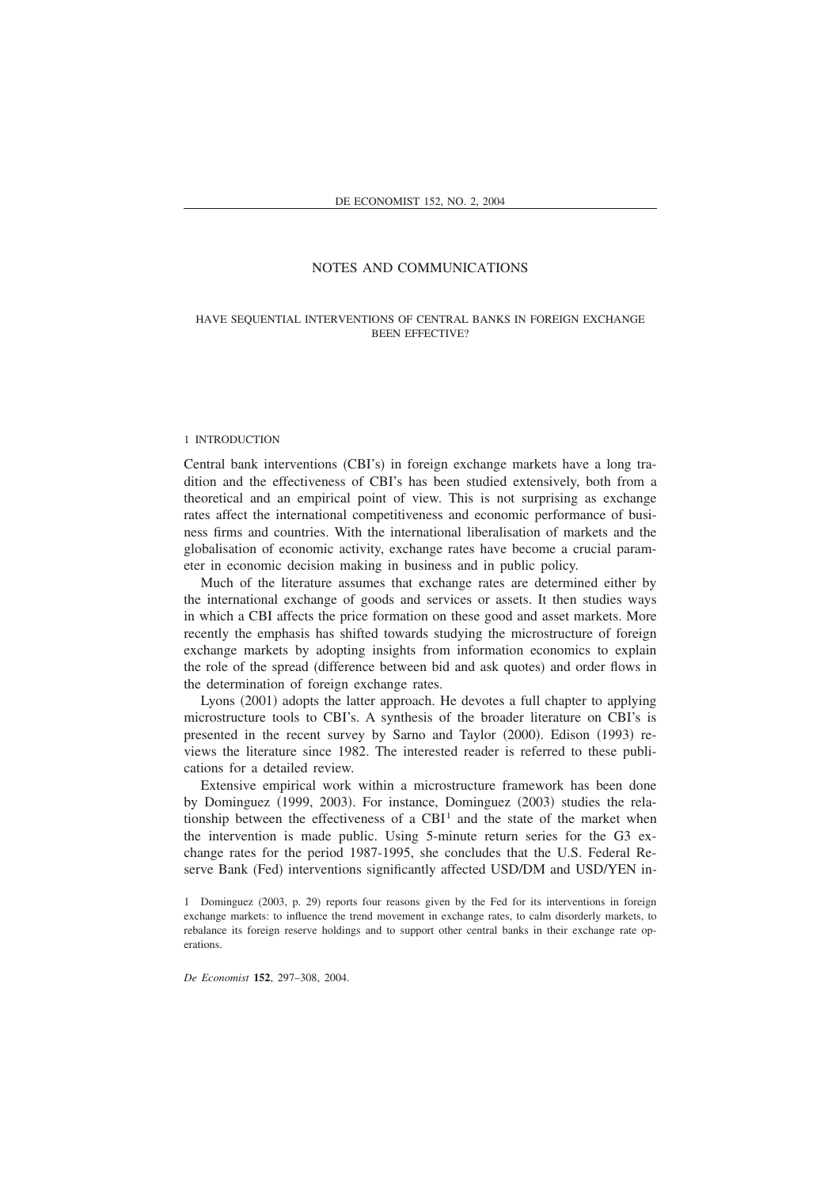NOTES AND COMMUNICATIONS

# HAVE SEQUENTIAL INTERVENTIONS OF CENTRAL BANKS IN FOREIGN EXCHANGE BEEN EFFECTIVE?

## 1 INTRODUCTION

Central bank interventions (CBI's) in foreign exchange markets have a long tradition and the effectiveness of CBI's has been studied extensively, both from a theoretical and an empirical point of view. This is not surprising as exchange rates affect the international competitiveness and economic performance of business firms and countries. With the international liberalisation of markets and the globalisation of economic activity, exchange rates have become a crucial parameter in economic decision making in business and in public policy.

Much of the literature assumes that exchange rates are determined either by the international exchange of goods and services or assets. It then studies ways in which a CBI affects the price formation on these good and asset markets. More recently the emphasis has shifted towards studying the microstructure of foreign exchange markets by adopting insights from information economics to explain the role of the spread (difference between bid and ask quotes) and order flows in the determination of foreign exchange rates.

Lyons (2001) adopts the latter approach. He devotes a full chapter to applying microstructure tools to CBI's. A synthesis of the broader literature on CBI's is presented in the recent survey by Sarno and Taylor (2000). Edison (1993) reviews the literature since 1982. The interested reader is referred to these publications for a detailed review.

Extensive empirical work within a microstructure framework has been done by Dominguez (1999, 2003). For instance, Dominguez (2003) studies the relationship between the effectiveness of a CBI[1] and the state of the market when the intervention is made public. Using 5-minute return series for the G3 exchange rates for the period 1987-1995, she concludes that the U.S. Federal Reserve Bank (Fed) interventions significantly affected USD/DM and USD/YEN in-

[1] Dominguez (2003, p. 29) reports four reasons given by the Fed for its interventions in foreign exchange markets: to influence the trend movement in exchange rates, to calm disorderly markets, to rebalance its foreign reserve holdings and to support other central banks in their exchange rate operations.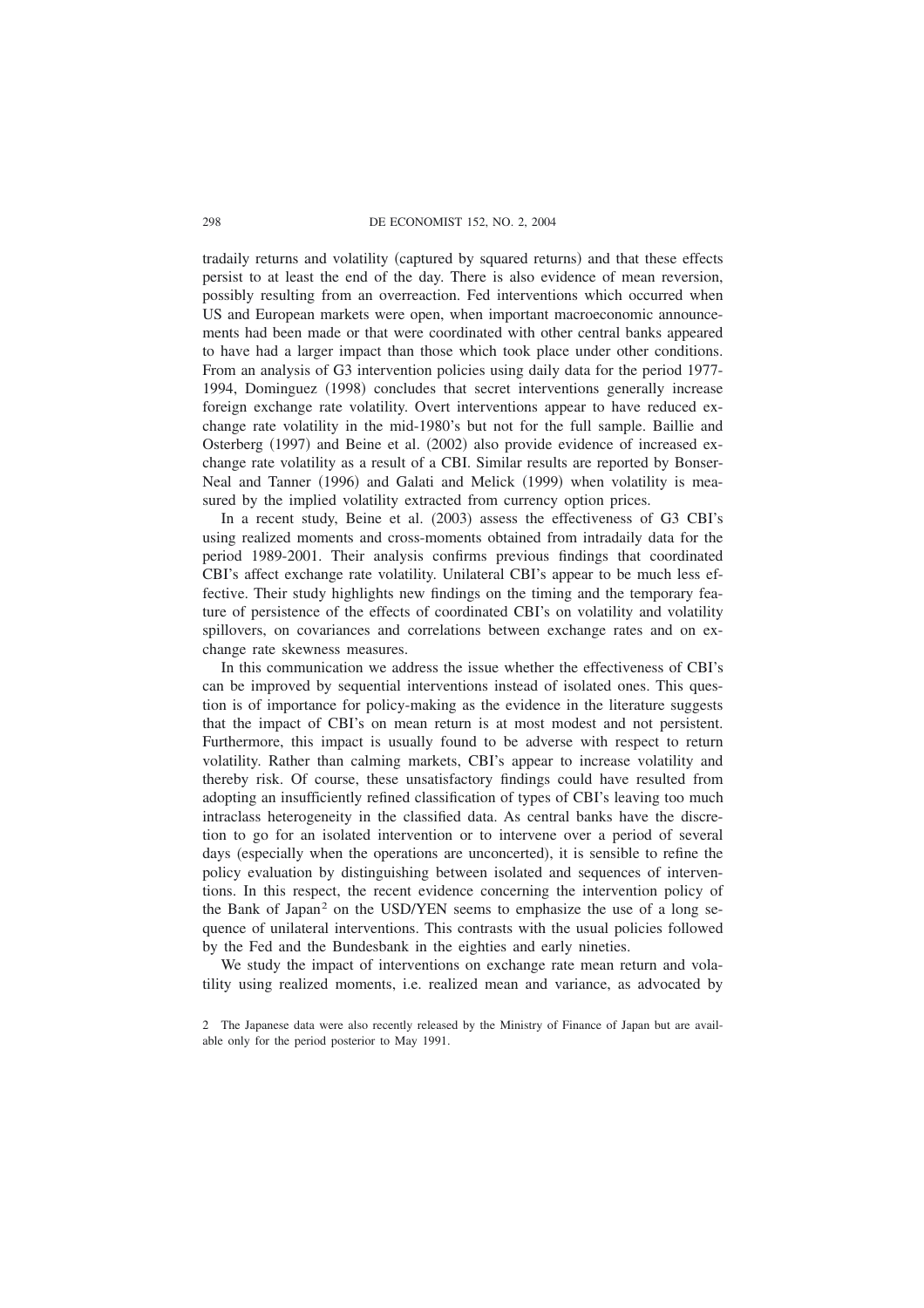tradaily returns and volatility (captured by squared returns) and that these effects persist to at least the end of the day. There is also evidence of mean reversion, possibly resulting from an overreaction. Fed interventions which occurred when US and European markets were open, when important macroeconomic announcements had been made or that were coordinated with other central banks appeared to have had a larger impact than those which took place under other conditions. From an analysis of G3 intervention policies using daily data for the period 1977-1994, Dominguez (1998) concludes that secret interventions generally increase foreign exchange rate volatility. Overt interventions appear to have reduced exchange rate volatility in the mid-1980's but not for the full sample. Baillie and Osterberg (1997) and Beine et al. (2002) also provide evidence of increased exchange rate volatility as a result of a CBI. Similar results are reported by Bonser-Neal and Tanner (1996) and Galati and Melick (1999) when volatility is measured by the implied volatility extracted from currency option prices.

In a recent study, Beine et al. (2003) assess the effectiveness of G3 CBI's using realized moments and cross-moments obtained from intradaily data for the period 1989-2001. Their analysis confirms previous findings that coordinated CBI's affect exchange rate volatility. Unilateral CBI's appear to be much less effective. Their study highlights new findings on the timing and the temporary feature of persistence of the effects of coordinated CBI's on volatility and volatility spillovers, on covariances and correlations between exchange rates and on exchange rate skewness measures.

In this communication we address the issue whether the effectiveness of CBI's can be improved by sequential interventions instead of isolated ones. This question is of importance for policy-making as the evidence in the literature suggests that the impact of CBI's on mean return is at most modest and not persistent. Furthermore, this impact is usually found to be adverse with respect to return volatility. Rather than calming markets, CBI's appear to increase volatility and thereby risk. Of course, these unsatisfactory findings could have resulted from adopting an insufficiently refined classification of types of CBI's leaving too much intraclass heterogeneity in the classified data. As central banks have the discretion to go for an isolated intervention or to intervene over a period of several days (especially when the operations are unconcerted), it is sensible to refine the policy evaluation by distinguishing between isolated and sequences of interventions. In this respect, the recent evidence concerning the intervention policy of the Bank of Japan[2] on the USD/YEN seems to emphasize the use of a long sequence of unilateral interventions. This contrasts with the usual policies followed by the Fed and the Bundesbank in the eighties and early nineties.

We study the impact of interventions on exchange rate mean return and volatility using realized moments, i.e. realized mean and variance, as advocated by

2 The Japanese data were also recently released by the Ministry of Finance of Japan but are available only for the period posterior to May 1991.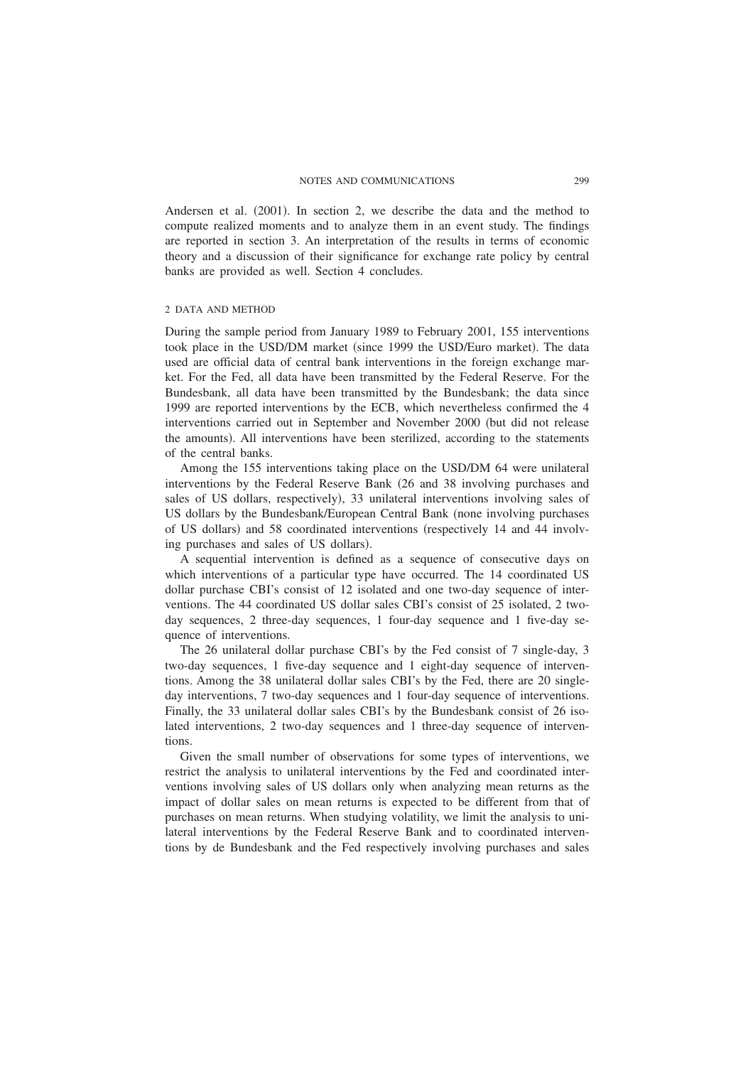Andersen et al. (2001). In section 2, we describe the data and the method to compute realized moments and to analyze them in an event study. The findings are reported in section 3. An interpretation of the results in terms of economic theory and a discussion of their significance for exchange rate policy by central banks are provided as well. Section 4 concludes.

## 2 DATA AND METHOD

During the sample period from January 1989 to February 2001, 155 interventions took place in the USD/DM market (since 1999 the USD/Euro market). The data used are official data of central bank interventions in the foreign exchange market. For the Fed, all data have been transmitted by the Federal Reserve. For the Bundesbank, all data have been transmitted by the Bundesbank; the data since 1999 are reported interventions by the ECB, which nevertheless confirmed the 4 interventions carried out in September and November 2000 (but did not release the amounts). All interventions have been sterilized, according to the statements of the central banks.

Among the 155 interventions taking place on the USD/DM 64 were unilateral interventions by the Federal Reserve Bank (26 and 38 involving purchases and sales of US dollars, respectively), 33 unilateral interventions involving sales of US dollars by the Bundesbank/European Central Bank (none involving purchases of US dollars) and 58 coordinated interventions (respectively 14 and 44 involving purchases and sales of US dollars).

A sequential intervention is defined as a sequence of consecutive days on which interventions of a particular type have occurred. The 14 coordinated US dollar purchase CBI's consist of 12 isolated and one two-day sequence of interventions. The 44 coordinated US dollar sales CBI's consist of 25 isolated, 2 two-day sequences, 2 three-day sequences, 1 four-day sequence and 1 five-day sequence of interventions.

The 26 unilateral dollar purchase CBI's by the Fed consist of 7 single-day, 3 two-day sequences, 1 five-day sequence and 1 eight-day sequence of interventions. Among the 38 unilateral dollar sales CBI's by the Fed, there are 20 single-day interventions, 7 two-day sequences and 1 four-day sequence of interventions. Finally, the 33 unilateral dollar sales CBI's by the Bundesbank consist of 26 isolated interventions, 2 two-day sequences and 1 three-day sequence of interventions.

Given the small number of observations for some types of interventions, we restrict the analysis to unilateral interventions by the Fed and coordinated interventions involving sales of US dollars only when analyzing mean returns as the impact of dollar sales on mean returns is expected to be different from that of purchases on mean returns. When studying volatility, we limit the analysis to unilateral interventions by the Federal Reserve Bank and to coordinated interventions by de Bundesbank and the Fed respectively involving purchases and sales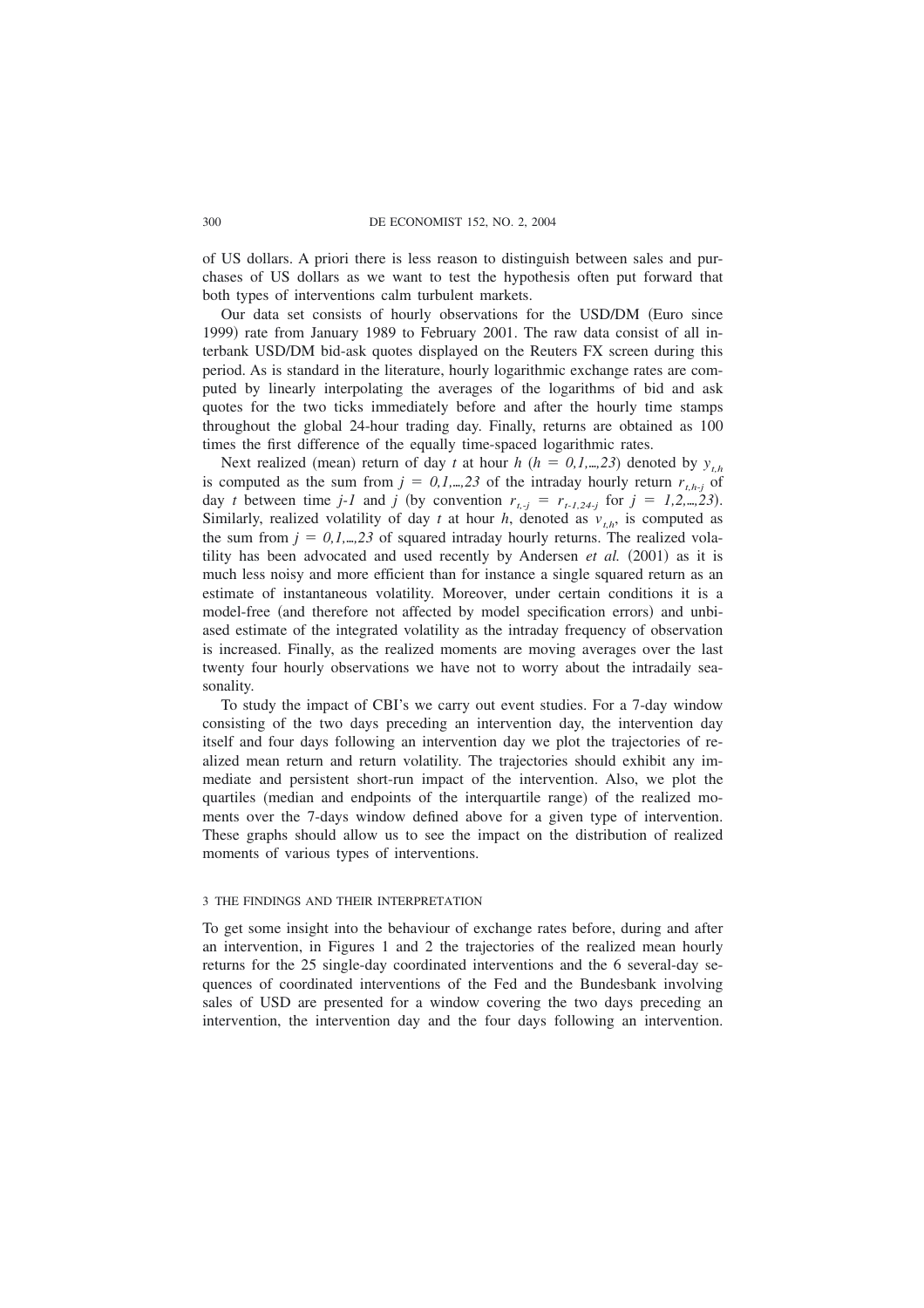of US dollars. A priori there is less reason to distinguish between sales and purchases of US dollars as we want to test the hypothesis often put forward that both types of interventions calm turbulent markets.

Our data set consists of hourly observations for the USD/DM (Euro since 1999) rate from January 1989 to February 2001. The raw data consist of all interbank USD/DM bid-ask quotes displayed on the Reuters FX screen during this period. As is standard in the literature, hourly logarithmic exchange rates are computed by linearly interpolating the averages of the logarithms of bid and ask quotes for the two ticks immediately before and after the hourly time stamps throughout the global 24-hour trading day. Finally, returns are obtained as 100 times the first difference of the equally time-spaced logarithmic rates.

Next realized (mean) return of day $t$ at hour $h$ ($h = 0,1,...,23$) denoted by $y_{t,h}$ is computed as the sum from $j = 0,1,...,23$ of the intraday hourly return $r_{t,h\text{-}j}$ of day $t$ between time $j\text{-}1$ and $j$ (by convention $r_{t,\text{-}j} = r_{t\text{-}1,24\text{-}j}$ for $j = 1,2,...,23$). Similarly, realized volatility of day $t$ at hour $h$, denoted as $v_{t,h}$, is computed as the sum from $j = 0,1,...,23$ of squared intraday hourly returns. The realized volatility has been advocated and used recently by Andersen *et al.* (2001) as it is much less noisy and more efficient than for instance a single squared return as an estimate of instantaneous volatility. Moreover, under certain conditions it is a model-free (and therefore not affected by model specification errors) and unbiased estimate of the integrated volatility as the intraday frequency of observation is increased. Finally, as the realized moments are moving averages over the last twenty four hourly observations we have not to worry about the intradaily seasonality.

To study the impact of CBI's we carry out event studies. For a 7-day window consisting of the two days preceding an intervention day, the intervention day itself and four days following an intervention day we plot the trajectories of realized mean return and return volatility. The trajectories should exhibit any immediate and persistent short-run impact of the intervention. Also, we plot the quartiles (median and endpoints of the interquartile range) of the realized moments over the 7-days window defined above for a given type of intervention. These graphs should allow us to see the impact on the distribution of realized moments of various types of interventions.

## 3 THE FINDINGS AND THEIR INTERPRETATION

To get some insight into the behaviour of exchange rates before, during and after an intervention, in Figures 1 and 2 the trajectories of the realized mean hourly returns for the 25 single-day coordinated interventions and the 6 several-day sequences of coordinated interventions of the Fed and the Bundesbank involving sales of USD are presented for a window covering the two days preceding an intervention, the intervention day and the four days following an intervention.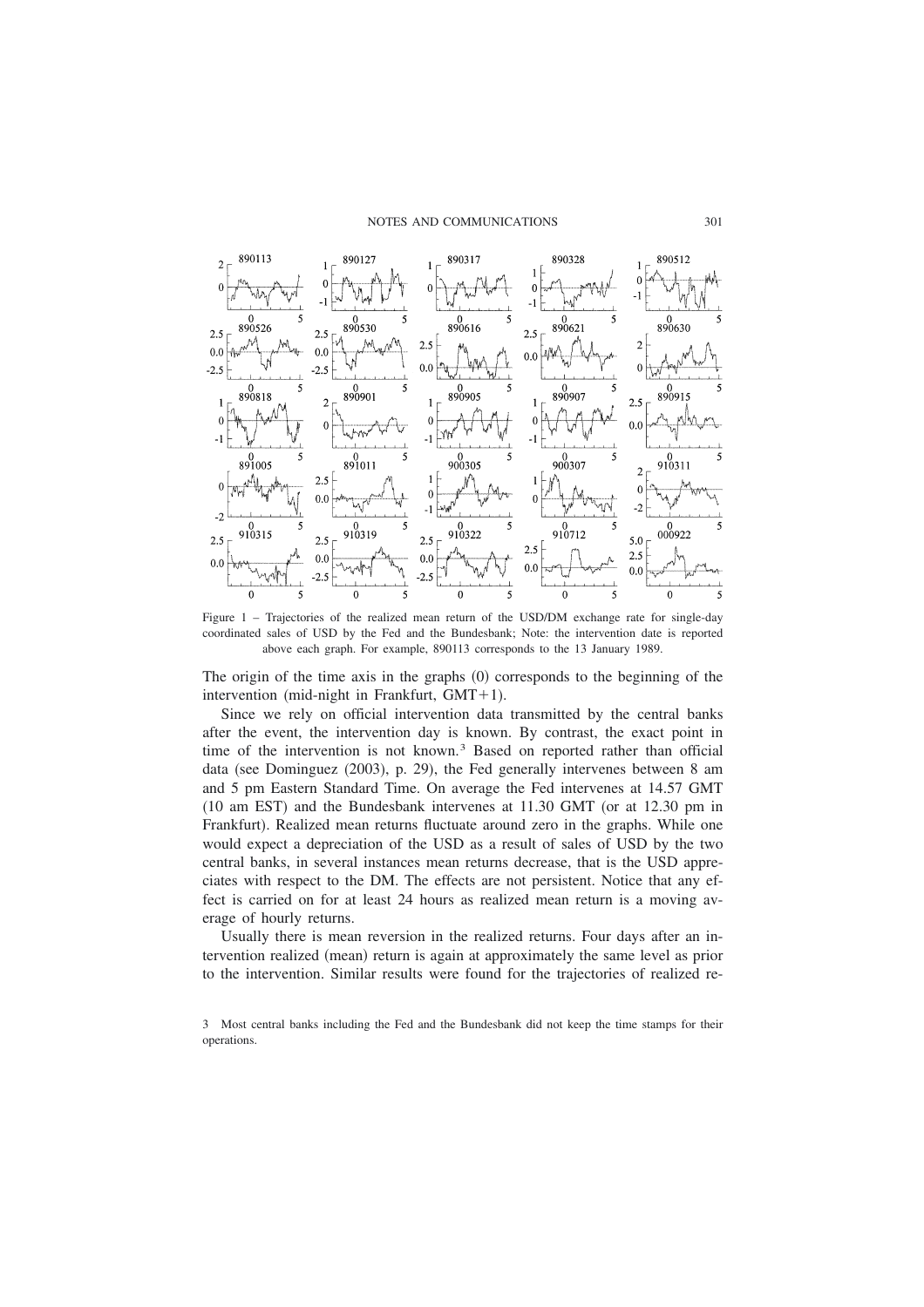Figure 1 – Trajectories of the realized mean return of the USD/DM exchange rate for single-day coordinated sales of USD by the Fed and the Bundesbank; Note: the intervention date is reported above each graph. For example, 890113 corresponds to the 13 January 1989.

The origin of the time axis in the graphs (0) corresponds to the beginning of the intervention (mid-night in Frankfurt, GMT+1).

Since we rely on official intervention data transmitted by the central banks after the event, the intervention day is known. By contrast, the exact point in time of the intervention is not known.[3] Based on reported rather than official data (see Dominguez (2003), p. 29), the Fed generally intervenes between 8 am and 5 pm Eastern Standard Time. On average the Fed intervenes at 14.57 GMT (10 am EST) and the Bundesbank intervenes at 11.30 GMT (or at 12.30 pm in Frankfurt). Realized mean returns fluctuate around zero in the graphs. While one would expect a depreciation of the USD as a result of sales of USD by the two central banks, in several instances mean returns decrease, that is the USD appreciates with respect to the DM. The effects are not persistent. Notice that any effect is carried on for at least 24 hours as realized mean return is a moving average of hourly returns.

Usually there is mean reversion in the realized returns. Four days after an intervention realized (mean) return is again at approximately the same level as prior to the intervention. Similar results were found for the trajectories of realized re-

[3] Most central banks including the Fed and the Bundesbank did not keep the time stamps for their operations.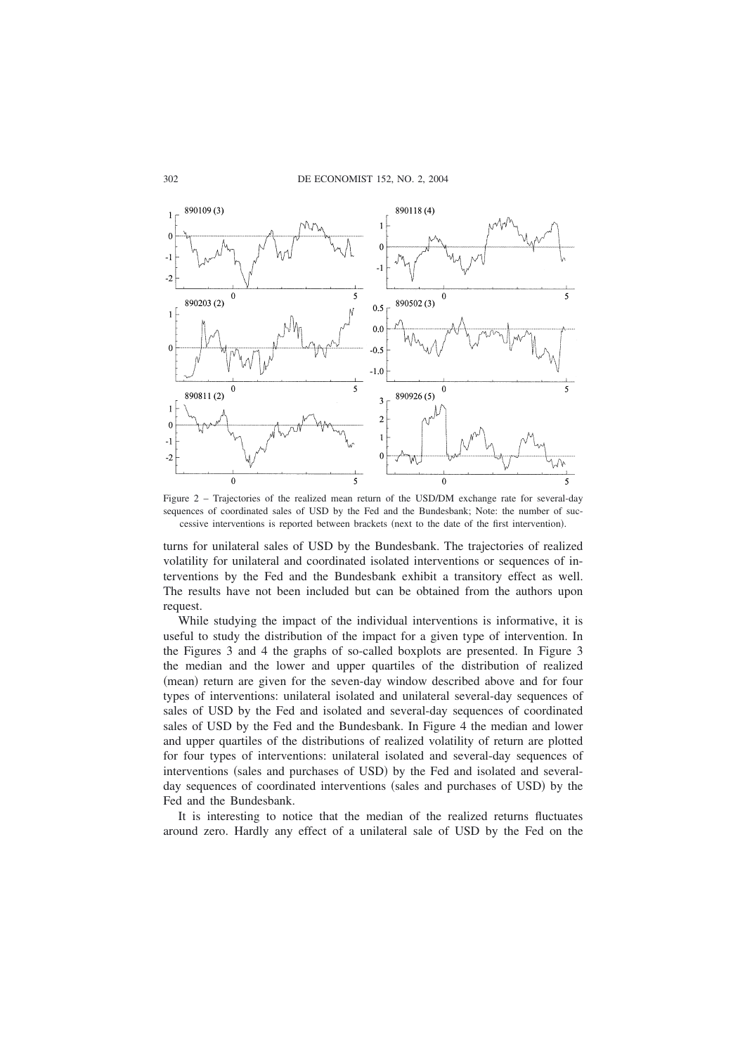Figure 2 – Trajectories of the realized mean return of the USD/DM exchange rate for several-day sequences of coordinated sales of USD by the Fed and the Bundesbank; Note: the number of successive interventions is reported between brackets (next to the date of the first intervention).

turns for unilateral sales of USD by the Bundesbank. The trajectories of realized volatility for unilateral and coordinated isolated interventions or sequences of interventions by the Fed and the Bundesbank exhibit a transitory effect as well. The results have not been included but can be obtained from the authors upon request.

While studying the impact of the individual interventions is informative, it is useful to study the distribution of the impact for a given type of intervention. In the Figures 3 and 4 the graphs of so-called boxplots are presented. In Figure 3 the median and the lower and upper quartiles of the distribution of realized (mean) return are given for the seven-day window described above and for four types of interventions: unilateral isolated and unilateral several-day sequences of sales of USD by the Fed and isolated and several-day sequences of coordinated sales of USD by the Fed and the Bundesbank. In Figure 4 the median and lower and upper quartiles of the distributions of realized volatility of return are plotted for four types of interventions: unilateral isolated and several-day sequences of interventions (sales and purchases of USD) by the Fed and isolated and several-day sequences of coordinated interventions (sales and purchases of USD) by the Fed and the Bundesbank.

It is interesting to notice that the median of the realized returns fluctuates around zero. Hardly any effect of a unilateral sale of USD by the Fed on the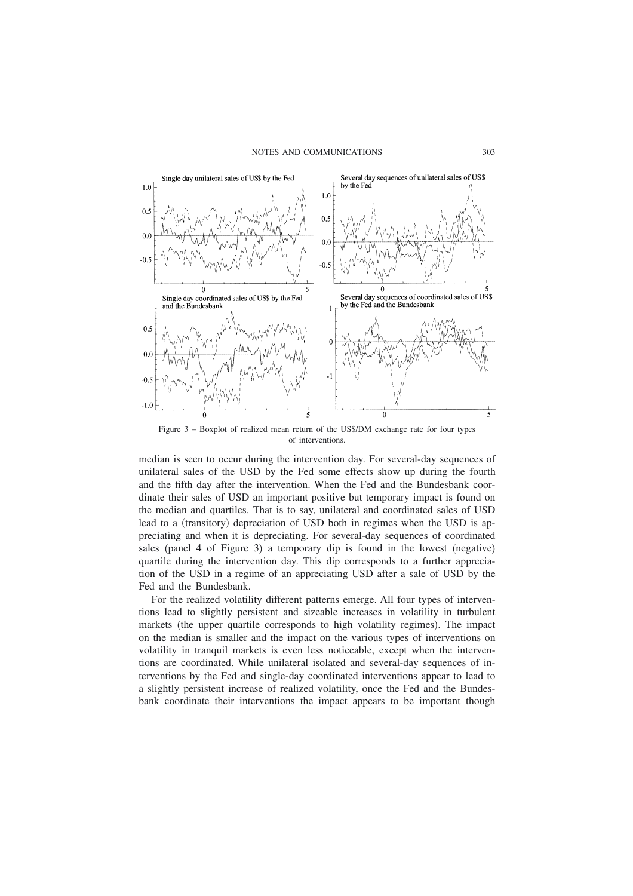Figure 3 – Boxplot of realized mean return of the US$/DM exchange rate for four types of interventions.

median is seen to occur during the intervention day. For several-day sequences of unilateral sales of the USD by the Fed some effects show up during the fourth and the fifth day after the intervention. When the Fed and the Bundesbank coordinate their sales of USD an important positive but temporary impact is found on the median and quartiles. That is to say, unilateral and coordinated sales of USD lead to a (transitory) depreciation of USD both in regimes when the USD is appreciating and when it is depreciating. For several-day sequences of coordinated sales (panel 4 of Figure 3) a temporary dip is found in the lowest (negative) quartile during the intervention day. This dip corresponds to a further appreciation of the USD in a regime of an appreciating USD after a sale of USD by the Fed and the Bundesbank.

For the realized volatility different patterns emerge. All four types of interventions lead to slightly persistent and sizeable increases in volatility in turbulent markets (the upper quartile corresponds to high volatility regimes). The impact on the median is smaller and the impact on the various types of interventions on volatility in tranquil markets is even less noticeable, except when the interventions are coordinated. While unilateral isolated and several-day sequences of interventions by the Fed and single-day coordinated interventions appear to lead to a slightly persistent increase of realized volatility, once the Fed and the Bundesbank coordinate their interventions the impact appears to be important though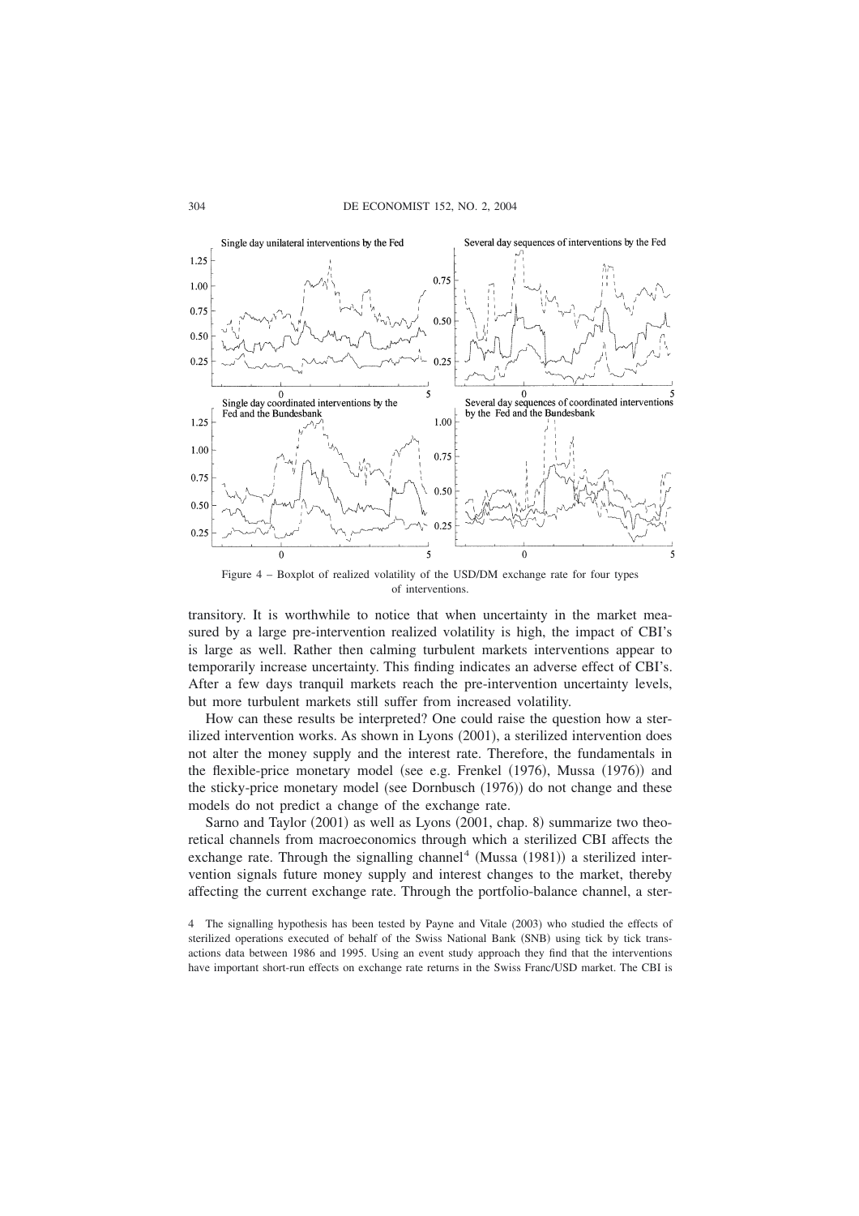Figure 4 – Boxplot of realized volatility of the USD/DM exchange rate for four types of interventions.

transitory. It is worthwhile to notice that when uncertainty in the market measured by a large pre-intervention realized volatility is high, the impact of CBI's is large as well. Rather then calming turbulent markets interventions appear to temporarily increase uncertainty. This finding indicates an adverse effect of CBI's. After a few days tranquil markets reach the pre-intervention uncertainty levels, but more turbulent markets still suffer from increased volatility.

How can these results be interpreted? One could raise the question how a sterilized intervention works. As shown in Lyons (2001), a sterilized intervention does not alter the money supply and the interest rate. Therefore, the fundamentals in the flexible-price monetary model (see e.g. Frenkel (1976), Mussa (1976)) and the sticky-price monetary model (see Dornbusch (1976)) do not change and these models do not predict a change of the exchange rate.

Sarno and Taylor (2001) as well as Lyons (2001, chap. 8) summarize two theoretical channels from macroeconomics through which a sterilized CBI affects the exchange rate. Through the signalling channel[4] (Mussa (1981)) a sterilized intervention signals future money supply and interest changes to the market, thereby affecting the current exchange rate. Through the portfolio-balance channel, a ster-

4 The signalling hypothesis has been tested by Payne and Vitale (2003) who studied the effects of sterilized operations executed of behalf of the Swiss National Bank (SNB) using tick by tick transactions data between 1986 and 1995. Using an event study approach they find that the interventions have important short-run effects on exchange rate returns in the Swiss Franc/USD market. The CBI is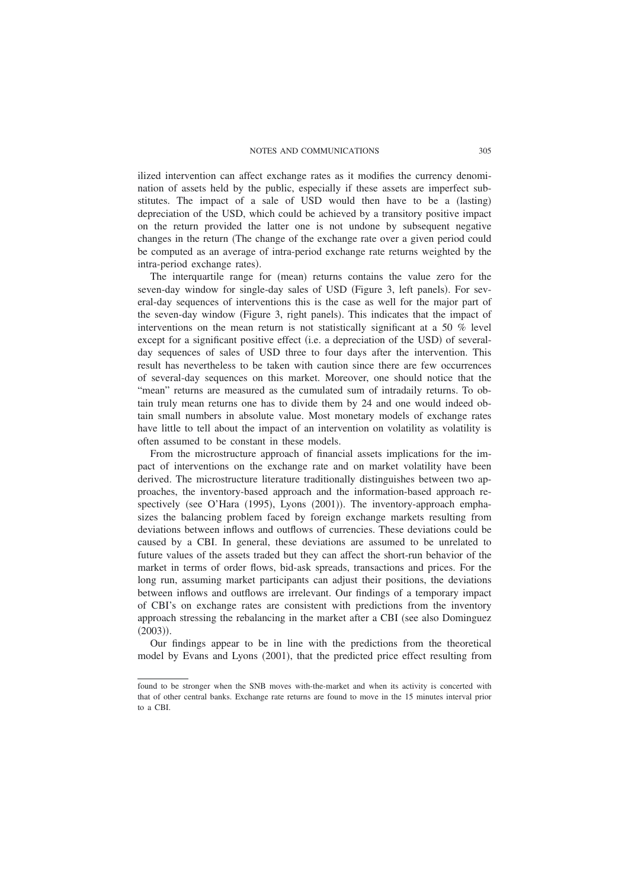ilized intervention can affect exchange rates as it modifies the currency denomination of assets held by the public, especially if these assets are imperfect substitutes. The impact of a sale of USD would then have to be a (lasting) depreciation of the USD, which could be achieved by a transitory positive impact on the return provided the latter one is not undone by subsequent negative changes in the return (The change of the exchange rate over a given period could be computed as an average of intra-period exchange rate returns weighted by the intra-period exchange rates).

The interquartile range for (mean) returns contains the value zero for the seven-day window for single-day sales of USD (Figure 3, left panels). For several-day sequences of interventions this is the case as well for the major part of the seven-day window (Figure 3, right panels). This indicates that the impact of interventions on the mean return is not statistically significant at a 50 % level except for a significant positive effect (i.e. a depreciation of the USD) of several-day sequences of sales of USD three to four days after the intervention. This result has nevertheless to be taken with caution since there are few occurrences of several-day sequences on this market. Moreover, one should notice that the "mean" returns are measured as the cumulated sum of intradaily returns. To obtain truly mean returns one has to divide them by 24 and one would indeed obtain small numbers in absolute value. Most monetary models of exchange rates have little to tell about the impact of an intervention on volatility as volatility is often assumed to be constant in these models.

From the microstructure approach of financial assets implications for the impact of interventions on the exchange rate and on market volatility have been derived. The microstructure literature traditionally distinguishes between two approaches, the inventory-based approach and the information-based approach respectively (see O'Hara (1995), Lyons (2001)). The inventory-approach emphasizes the balancing problem faced by foreign exchange markets resulting from deviations between inflows and outflows of currencies. These deviations could be caused by a CBI. In general, these deviations are assumed to be unrelated to future values of the assets traded but they can affect the short-run behavior of the market in terms of order flows, bid-ask spreads, transactions and prices. For the long run, assuming market participants can adjust their positions, the deviations between inflows and outflows are irrelevant. Our findings of a temporary impact of CBI's on exchange rates are consistent with predictions from the inventory approach stressing the rebalancing in the market after a CBI (see also Dominguez (2003)).

Our findings appear to be in line with the predictions from the theoretical model by Evans and Lyons (2001), that the predicted price effect resulting from

found to be stronger when the SNB moves with-the-market and when its activity is concerted with that of other central banks. Exchange rate returns are found to move in the 15 minutes interval prior to a CBI.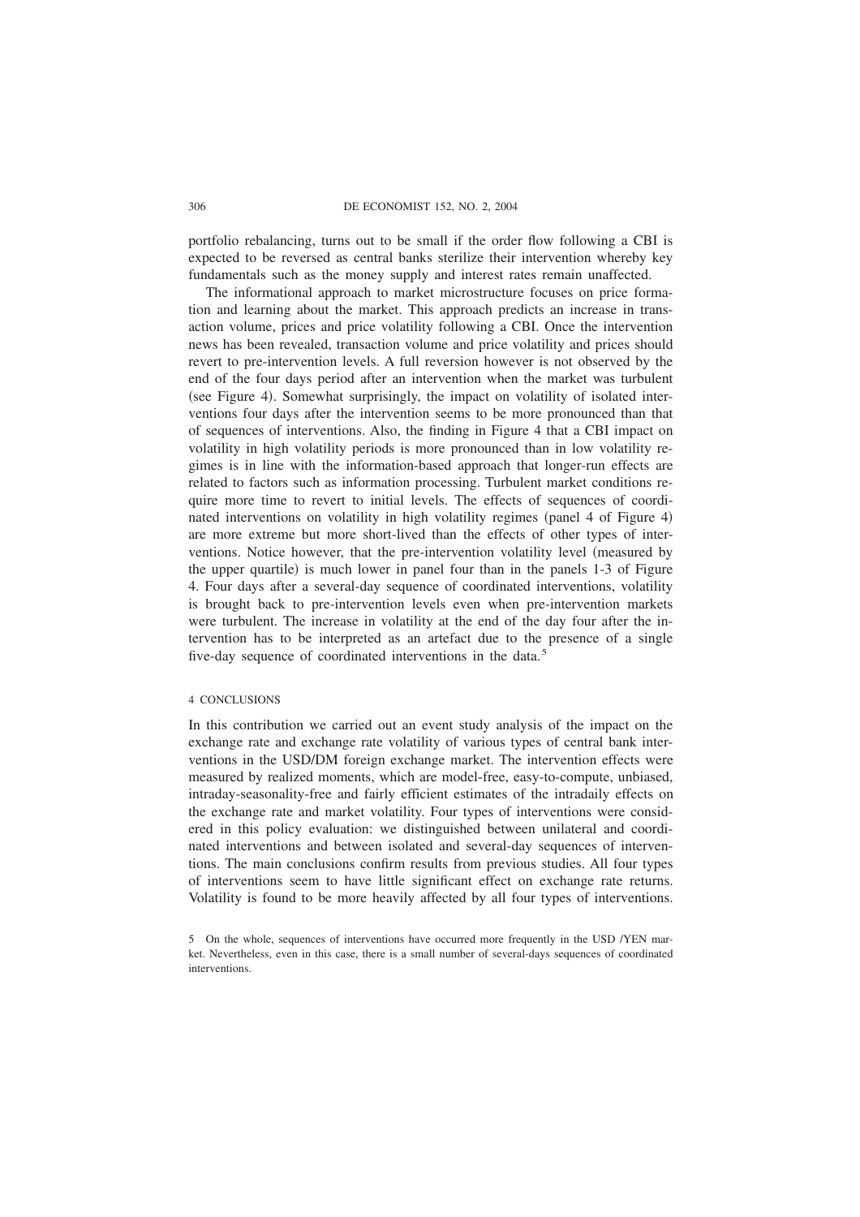portfolio rebalancing, turns out to be small if the order flow following a CBI is expected to be reversed as central banks sterilize their intervention whereby key fundamentals such as the money supply and interest rates remain unaffected.

The informational approach to market microstructure focuses on price formation and learning about the market. This approach predicts an increase in transaction volume, prices and price volatility following a CBI. Once the intervention news has been revealed, transaction volume and price volatility and prices should revert to pre-intervention levels. A full reversion however is not observed by the end of the four days period after an intervention when the market was turbulent (see Figure 4). Somewhat surprisingly, the impact on volatility of isolated interventions four days after the intervention seems to be more pronounced than that of sequences of interventions. Also, the finding in Figure 4 that a CBI impact on volatility in high volatility periods is more pronounced than in low volatility regimes is in line with the information-based approach that longer-run effects are related to factors such as information processing. Turbulent market conditions require more time to revert to initial levels. The effects of sequences of coordinated interventions on volatility in high volatility regimes (panel 4 of Figure 4) are more extreme but more short-lived than the effects of other types of interventions. Notice however, that the pre-intervention volatility level (measured by the upper quartile) is much lower in panel four than in the panels 1-3 of Figure 4. Four days after a several-day sequence of coordinated interventions, volatility is brought back to pre-intervention levels even when pre-intervention markets were turbulent. The increase in volatility at the end of the day four after the intervention has to be interpreted as an artefact due to the presence of a single five-day sequence of coordinated interventions in the data.[5]

## 4 CONCLUSIONS

In this contribution we carried out an event study analysis of the impact on the exchange rate and exchange rate volatility of various types of central bank interventions in the USD/DM foreign exchange market. The intervention effects were measured by realized moments, which are model-free, easy-to-compute, unbiased, intraday-seasonality-free and fairly efficient estimates of the intradaily effects on the exchange rate and market volatility. Four types of interventions were considered in this policy evaluation: we distinguished between unilateral and coordinated interventions and between isolated and several-day sequences of interventions. The main conclusions confirm results from previous studies. All four types of interventions seem to have little significant effect on exchange rate returns. Volatility is found to be more heavily affected by all four types of interventions.

5 On the whole, sequences of interventions have occurred more frequently in the USD /YEN market. Nevertheless, even in this case, there is a small number of several-days sequences of coordinated interventions.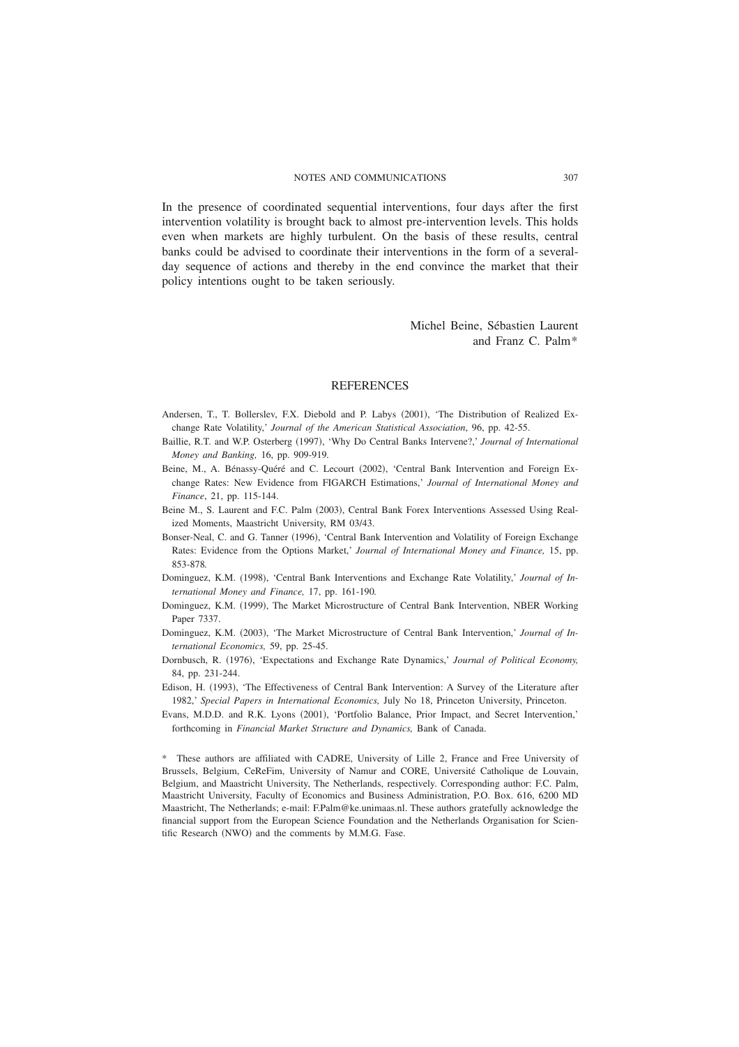In the presence of coordinated sequential interventions, four days after the first intervention volatility is brought back to almost pre-intervention levels. This holds even when markets are highly turbulent. On the basis of these results, central banks could be advised to coordinate their interventions in the form of a several-day sequence of actions and thereby in the end convince the market that their policy intentions ought to be taken seriously.

Michel Beine, Sébastien Laurent
and Franz C. Palm*

## REFERENCES

Andersen, T., T. Bollerslev, F.X. Diebold and P. Labys (2001), 'The Distribution of Realized Exchange Rate Volatility,' *Journal of the American Statistical Association*, 96, pp. 42-55.

Baillie, R.T. and W.P. Osterberg (1997), 'Why Do Central Banks Intervene?,' *Journal of International Money and Banking,* 16, pp. 909-919.

Beine, M., A. Bénassy-Quéré and C. Lecourt (2002), 'Central Bank Intervention and Foreign Exchange Rates: New Evidence from FIGARCH Estimations,' *Journal of International Money and Finance*, 21, pp. 115-144.

Beine M., S. Laurent and F.C. Palm (2003), Central Bank Forex Interventions Assessed Using Realized Moments, Maastricht University, RM 03/43.

Bonser-Neal, C. and G. Tanner (1996), 'Central Bank Intervention and Volatility of Foreign Exchange Rates: Evidence from the Options Market,' *Journal of International Money and Finance,* 15, pp. 853-878.

Dominguez, K.M. (1998), 'Central Bank Interventions and Exchange Rate Volatility,' *Journal of International Money and Finance,* 17, pp. 161-190.

Dominguez, K.M. (1999), The Market Microstructure of Central Bank Intervention, NBER Working Paper 7337.

Dominguez, K.M. (2003), 'The Market Microstructure of Central Bank Intervention,' *Journal of International Economics,* 59, pp. 25-45.

Dornbusch, R. (1976), 'Expectations and Exchange Rate Dynamics,' *Journal of Political Economy,* 84, pp. 231-244.

Edison, H. (1993), 'The Effectiveness of Central Bank Intervention: A Survey of the Literature after 1982,' *Special Papers in International Economics,* July No 18, Princeton University, Princeton.

Evans, M.D.D. and R.K. Lyons (2001), 'Portfolio Balance, Prior Impact, and Secret Intervention,' forthcoming in *Financial Market Structure and Dynamics,* Bank of Canada.

\* These authors are affiliated with CADRE, University of Lille 2, France and Free University of Brussels, Belgium, CeReFim, University of Namur and CORE, Université Catholique de Louvain, Belgium, and Maastricht University, The Netherlands, respectively. Corresponding author: F.C. Palm, Maastricht University, Faculty of Economics and Business Administration, P.O. Box. 616, 6200 MD Maastricht, The Netherlands; e-mail: F.Palm@ke.unimaas.nl. These authors gratefully acknowledge the financial support from the European Science Foundation and the Netherlands Organisation for Scientific Research (NWO) and the comments by M.M.G. Fase.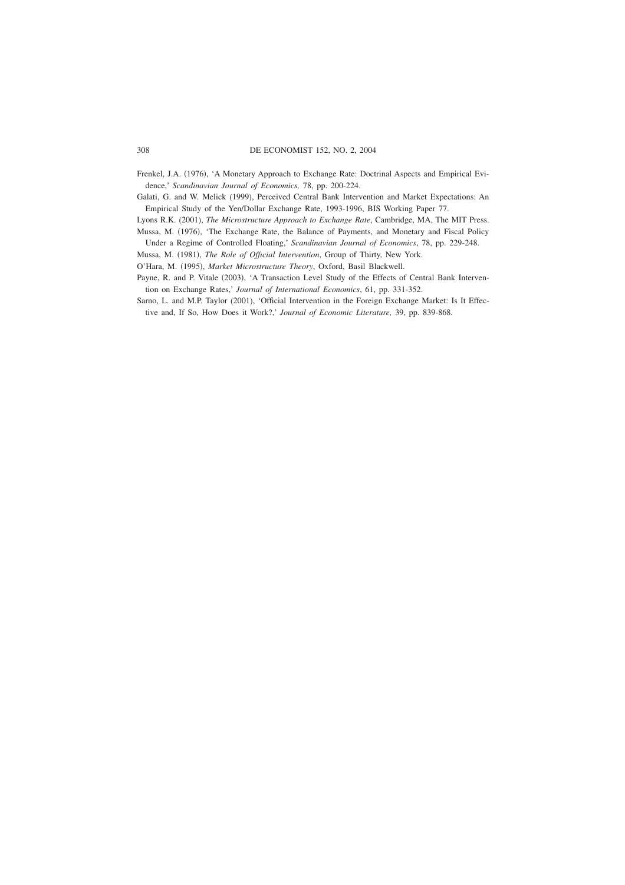Frenkel, J.A. (1976), 'A Monetary Approach to Exchange Rate: Doctrinal Aspects and Empirical Evidence,' *Scandinavian Journal of Economics,* 78, pp. 200-224.

Galati, G. and W. Melick (1999), Perceived Central Bank Intervention and Market Expectations: An Empirical Study of the Yen/Dollar Exchange Rate, 1993-1996, BIS Working Paper 77.

Lyons R.K. (2001), *The Microstructure Approach to Exchange Rate*, Cambridge, MA, The MIT Press.

Mussa, M. (1976), 'The Exchange Rate, the Balance of Payments, and Monetary and Fiscal Policy Under a Regime of Controlled Floating,' *Scandinavian Journal of Economics*, 78, pp. 229-248.

Mussa, M. (1981), *The Role of Official Intervention*, Group of Thirty, New York.

O'Hara, M. (1995), *Market Microstructure Theory*, Oxford, Basil Blackwell.

Payne, R. and P. Vitale (2003), 'A Transaction Level Study of the Effects of Central Bank Intervention on Exchange Rates,' *Journal of International Economics*, 61, pp. 331-352.

Sarno, L. and M.P. Taylor (2001), 'Official Intervention in the Foreign Exchange Market: Is It Effective and, If So, How Does it Work?,' *Journal of Economic Literature,* 39, pp. 839-868.